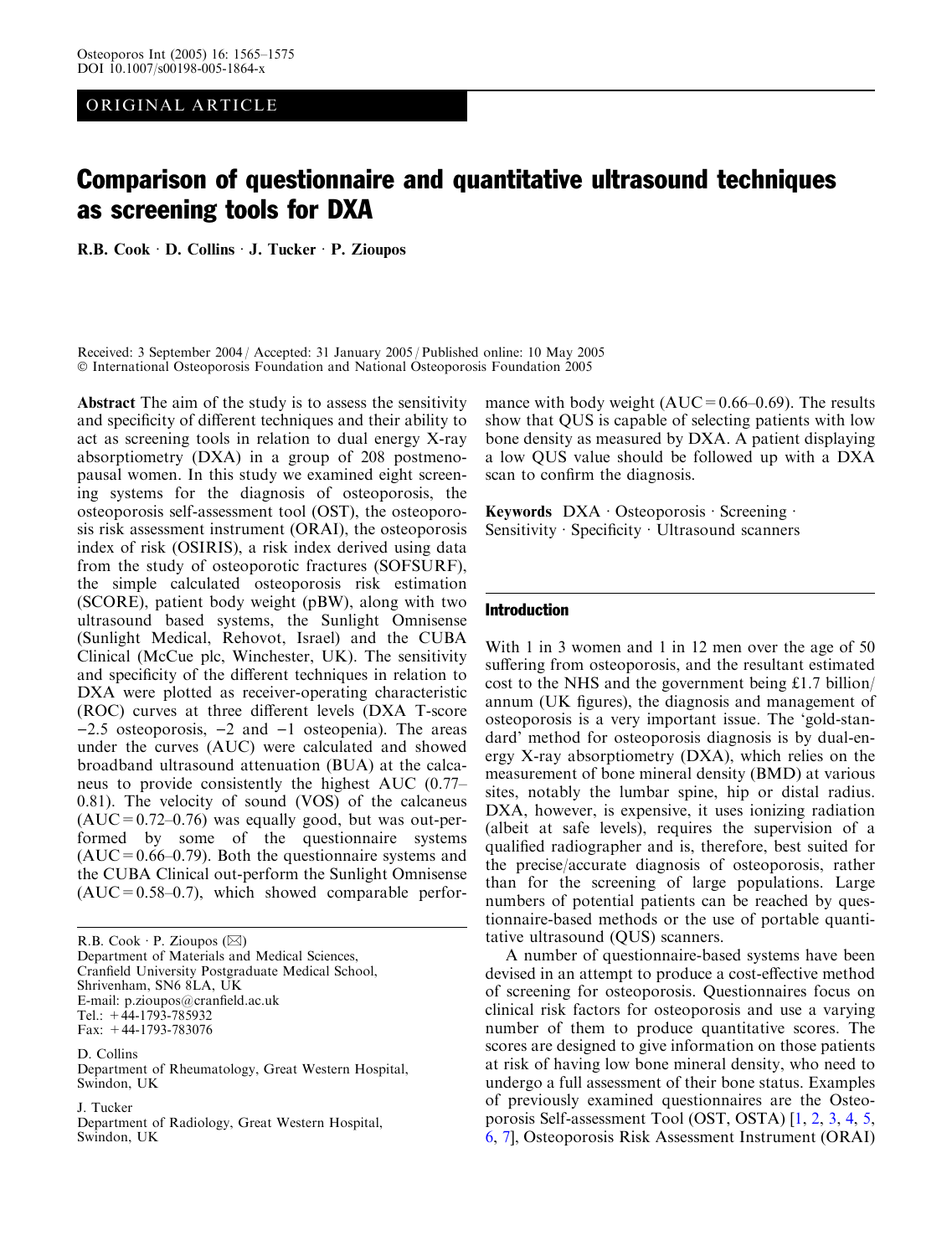ORIGINAL ARTICLE

# Comparison of questionnaire and quantitative ultrasound techniques as screening tools for DXA

**R.B. Cook · D. Collins · J. Tucker · P. Zioupos**

Received: 3 September 2004 / Accepted: 31 January 2005 / Published online: 10 May 2005
© International Osteoporosis Foundation and National Osteoporosis Foundation 2005

**Abstract** The aim of the study is to assess the sensitivity and specificity of different techniques and their ability to act as screening tools in relation to dual energy X-ray absorptiometry (DXA) in a group of 208 postmenopausal women. In this study we examined eight screening systems for the diagnosis of osteoporosis, the osteoporosis self-assessment tool (OST), the osteoporosis risk assessment instrument (ORAI), the osteoporosis index of risk (OSIRIS), a risk index derived using data from the study of osteoporotic fractures (SOFSURF), the simple calculated osteoporosis risk estimation (SCORE), patient body weight (pBW), along with two ultrasound based systems, the Sunlight Omnisense (Sunlight Medical, Rehovot, Israel) and the CUBA Clinical (McCue plc, Winchester, UK). The sensitivity and specificity of the different techniques in relation to DXA were plotted as receiver-operating characteristic (ROC) curves at three different levels (DXA T-score −2.5 osteoporosis, −2 and −1 osteopenia). The areas under the curves (AUC) were calculated and showed broadband ultrasound attenuation (BUA) at the calcaneus to provide consistently the highest AUC (0.77–0.81). The velocity of sound (VOS) of the calcaneus (AUC = 0.72–0.76) was equally good, but was out-performed by some of the questionnaire systems (AUC = 0.66–0.79). Both the questionnaire systems and the CUBA Clinical out-perform the Sunlight Omnisense (AUC = 0.58–0.7), which showed comparable performance with body weight (AUC = 0.66–0.69). The results show that QUS is capable of selecting patients with low bone density as measured by DXA. A patient displaying a low QUS value should be followed up with a DXA scan to confirm the diagnosis.

**Keywords** DXA · Osteoporosis · Screening · Sensitivity · Specificity · Ultrasound scanners

R.B. Cook · P. Zioupos (✉)
Department of Materials and Medical Sciences,
Cranfield University Postgraduate Medical School,
Shrivenham, SN6 8LA, UK
E-mail: p.zioupos@cranfield.ac.uk
Tel.: +44-1793-785932
Fax: +44-1793-783076

D. Collins
Department of Rheumatology, Great Western Hospital,
Swindon, UK

J. Tucker
Department of Radiology, Great Western Hospital,
Swindon, UK

## Introduction

With 1 in 3 women and 1 in 12 men over the age of 50 suffering from osteoporosis, and the resultant estimated cost to the NHS and the government being £1.7 billion/annum (UK figures), the diagnosis and management of osteoporosis is a very important issue. The 'gold-standard' method for osteoporosis diagnosis is by dual-energy X-ray absorptiometry (DXA), which relies on the measurement of bone mineral density (BMD) at various sites, notably the lumbar spine, hip or distal radius. DXA, however, is expensive, it uses ionizing radiation (albeit at safe levels), requires the supervision of a qualified radiographer and is, therefore, best suited for the precise/accurate diagnosis of osteoporosis, rather than for the screening of large populations. Large numbers of potential patients can be reached by questionnaire-based methods or the use of portable quantitative ultrasound (QUS) scanners.

A number of questionnaire-based systems have been devised in an attempt to produce a cost-effective method of screening for osteoporosis. Questionnaires focus on clinical risk factors for osteoporosis and use a varying number of them to produce quantitative scores. The scores are designed to give information on those patients at risk of having low bone mineral density, who need to undergo a full assessment of their bone status. Examples of previously examined questionnaires are the Osteoporosis Self-assessment Tool (OST, OSTA) [1, 2, 3, 4, 5, 6, 7], Osteoporosis Risk Assessment Instrument (ORAI)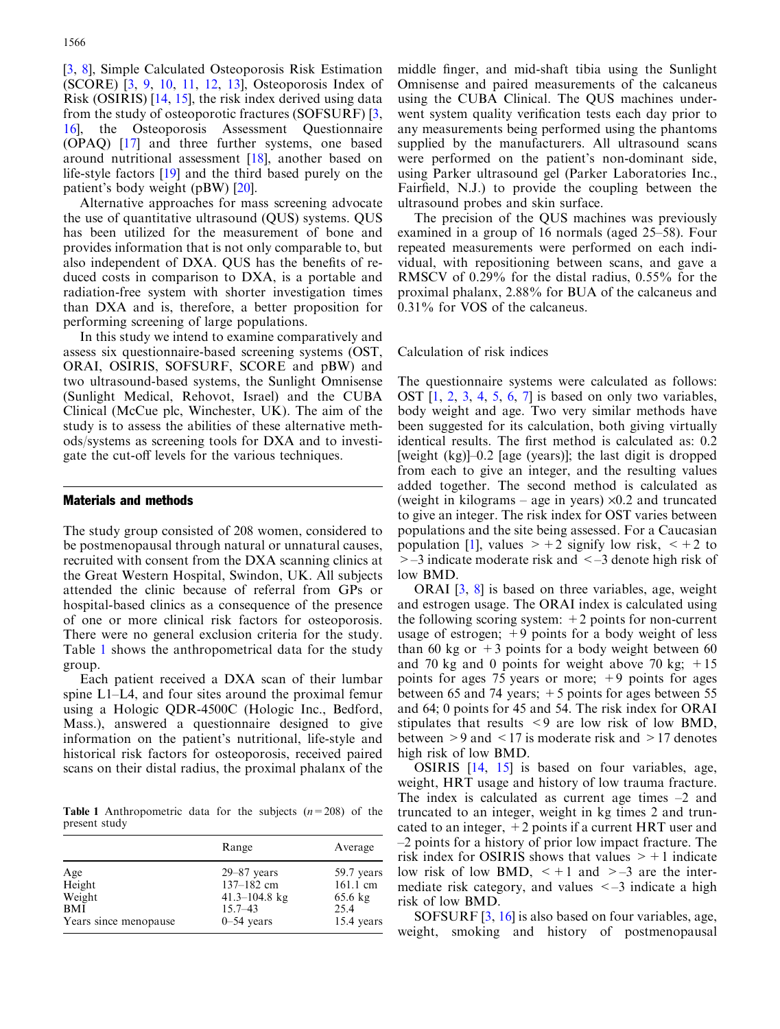[3, 8], Simple Calculated Osteoporosis Risk Estimation (SCORE) [3, 9, 10, 11, 12, 13], Osteoporosis Index of Risk (OSIRIS) [14, 15], the risk index derived using data from the study of osteoporotic fractures (SOFSURF) [3, 16], the Osteoporosis Assessment Questionnaire (OPAQ) [17] and three further systems, one based around nutritional assessment [18], another based on life-style factors [19] and the third based purely on the patient's body weight (pBW) [20].

Alternative approaches for mass screening advocate the use of quantitative ultrasound (QUS) systems. QUS has been utilized for the measurement of bone and provides information that is not only comparable to, but also independent of DXA. QUS has the benefits of reduced costs in comparison to DXA, is a portable and radiation-free system with shorter investigation times than DXA and is, therefore, a better proposition for performing screening of large populations.

In this study we intend to examine comparatively and assess six questionnaire-based screening systems (OST, ORAI, OSIRIS, SOFSURF, SCORE and pBW) and two ultrasound-based systems, the Sunlight Omnisense (Sunlight Medical, Rehovot, Israel) and the CUBA Clinical (McCue plc, Winchester, UK). The aim of the study is to assess the abilities of these alternative methods/systems as screening tools for DXA and to investigate the cut-off levels for the various techniques.

## Materials and methods

The study group consisted of 208 women, considered to be postmenopausal through natural or unnatural causes, recruited with consent from the DXA scanning clinics at the Great Western Hospital, Swindon, UK. All subjects attended the clinic because of referral from GPs or hospital-based clinics as a consequence of the presence of one or more clinical risk factors for osteoporosis. There were no general exclusion criteria for the study. Table 1 shows the anthropometrical data for the study group.

Each patient received a DXA scan of their lumbar spine L1–L4, and four sites around the proximal femur using a Hologic QDR-4500C (Hologic Inc., Bedford, Mass.), answered a questionnaire designed to give information on the patient's nutritional, life-style and historical risk factors for osteoporosis, received paired scans on their distal radius, the proximal phalanx of the middle finger, and mid-shaft tibia using the Sunlight Omnisense and paired measurements of the calcaneus using the CUBA Clinical. The QUS machines underwent system quality verification tests each day prior to any measurements being performed using the phantoms supplied by the manufacturers. All ultrasound scans were performed on the patient's non-dominant side, using Parker ultrasound gel (Parker Laboratories Inc., Fairfield, N.J.) to provide the coupling between the ultrasound probes and skin surface.

**Table 1** Anthropometric data for the subjects ($n=208$) of the present study

| | Range | Average |
|---|---|---|
| Age | 29–87 years | 59.7 years |
| Height | 137–182 cm | 161.1 cm |
| Weight | 41.3–104.8 kg | 65.6 kg |
| BMI | 15.7–43 | 25.4 |
| Years since menopause | 0–54 years | 15.4 years |

The precision of the QUS machines was previously examined in a group of 16 normals (aged 25–58). Four repeated measurements were performed on each individual, with repositioning between scans, and gave a RMSCV of 0.29% for the distal radius, 0.55% for the proximal phalanx, 2.88% for BUA of the calcaneus and 0.31% for VOS of the calcaneus.

### Calculation of risk indices

The questionnaire systems were calculated as follows: OST [1, 2, 3, 4, 5, 6, 7] is based on only two variables, body weight and age. Two very similar methods have been suggested for its calculation, both giving virtually identical results. The first method is calculated as: 0.2 [weight (kg)]–0.2 [age (years)]; the last digit is dropped from each to give an integer, and the resulting values added together. The second method is calculated as (weight in kilograms – age in years) ×0.2 and truncated to give an integer. The risk index for OST varies between populations and the site being assessed. For a Caucasian population [1], values $>+2$ signify low risk, $<+2$ to $>-3$ indicate moderate risk and $<-3$ denote high risk of low BMD.

ORAI [3, 8] is based on three variables, age, weight and estrogen usage. The ORAI index is calculated using the following scoring system: +2 points for non-current usage of estrogen; +9 points for a body weight of less than 60 kg or +3 points for a body weight between 60 and 70 kg and 0 points for weight above 70 kg; +15 points for ages 75 years or more; +9 points for ages between 65 and 74 years; +5 points for ages between 55 and 64; 0 points for 45 and 54. The risk index for ORAI stipulates that results $<9$ are low risk of low BMD, between $>9$ and $<17$ is moderate risk and $>17$ denotes high risk of low BMD.

OSIRIS [14, 15] is based on four variables, age, weight, HRT usage and history of low trauma fracture. The index is calculated as current age times –2 and truncated to an integer, weight in kg times 2 and truncated to an integer, +2 points if a current HRT user and –2 points for a history of prior low impact fracture. The risk index for OSIRIS shows that values $>+1$ indicate low risk of low BMD, $<+1$ and $>-3$ are the intermediate risk category, and values $<-3$ indicate a high risk of low BMD.

SOFSURF [3, 16] is also based on four variables, age, weight, smoking and history of postmenopausal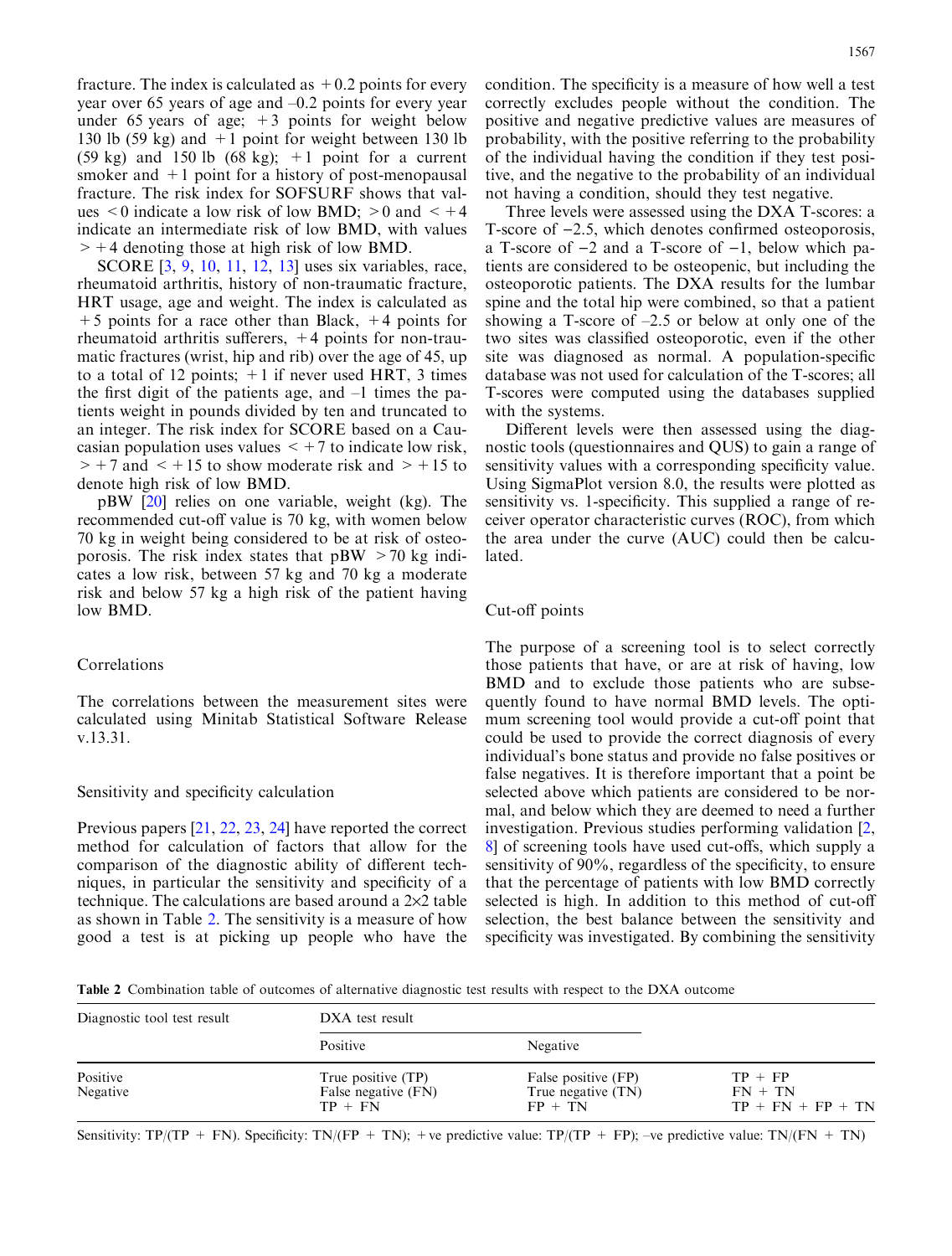fracture. The index is calculated as +0.2 points for every year over 65 years of age and –0.2 points for every year under 65 years of age; +3 points for weight below 130 lb (59 kg) and +1 point for weight between 130 lb (59 kg) and 150 lb (68 kg); +1 point for a current smoker and +1 point for a history of post-menopausal fracture. The risk index for SOFSURF shows that values <0 indicate a low risk of low BMD; >0 and < +4 indicate an intermediate risk of low BMD, with values > +4 denoting those at high risk of low BMD.

SCORE [3, 9, 10, 11, 12, 13] uses six variables, race, rheumatoid arthritis, history of non-traumatic fracture, HRT usage, age and weight. The index is calculated as +5 points for a race other than Black, +4 points for rheumatoid arthritis sufferers, +4 points for non-traumatic fractures (wrist, hip and rib) over the age of 45, up to a total of 12 points; +1 if never used HRT, 3 times the first digit of the patients age, and –1 times the patients weight in pounds divided by ten and truncated to an integer. The risk index for SCORE based on a Caucasian population uses values < +7 to indicate low risk, > +7 and < +15 to show moderate risk and > +15 to denote high risk of low BMD.

pBW [20] relies on one variable, weight (kg). The recommended cut-off value is 70 kg, with women below 70 kg in weight being considered to be at risk of osteoporosis. The risk index states that pBW >70 kg indicates a low risk, between 57 kg and 70 kg a moderate risk and below 57 kg a high risk of the patient having low BMD.

## Correlations

The correlations between the measurement sites were calculated using Minitab Statistical Software Release v.13.31.

## Sensitivity and specificity calculation

Previous papers [21, 22, 23, 24] have reported the correct method for calculation of factors that allow for the comparison of the diagnostic ability of different techniques, in particular the sensitivity and specificity of a technique. The calculations are based around a 2×2 table as shown in Table 2. The sensitivity is a measure of how good a test is at picking up people who have the condition. The specificity is a measure of how well a test correctly excludes people without the condition. The positive and negative predictive values are measures of probability, with the positive referring to the probability of the individual having the condition if they test positive, and the negative to the probability of an individual not having a condition, should they test negative.

Three levels were assessed using the DXA T-scores: a T-score of −2.5, which denotes confirmed osteoporosis, a T-score of −2 and a T-score of −1, below which patients are considered to be osteopenic, but including the osteoporotic patients. The DXA results for the lumbar spine and the total hip were combined, so that a patient showing a T-score of –2.5 or below at only one of the two sites was classified osteoporotic, even if the other site was diagnosed as normal. A population-specific database was not used for calculation of the T-scores; all T-scores were computed using the databases supplied with the systems.

Different levels were then assessed using the diagnostic tools (questionnaires and QUS) to gain a range of sensitivity values with a corresponding specificity value. Using SigmaPlot version 8.0, the results were plotted as sensitivity vs. 1-specificity. This supplied a range of receiver operator characteristic curves (ROC), from which the area under the curve (AUC) could then be calculated.

## Cut-off points

The purpose of a screening tool is to select correctly those patients that have, or are at risk of having, low BMD and to exclude those patients who are subsequently found to have normal BMD levels. The optimum screening tool would provide a cut-off point that could be used to provide the correct diagnosis of every individual's bone status and provide no false positives or false negatives. It is therefore important that a point be selected above which patients are considered to be normal, and below which they are deemed to need a further investigation. Previous studies performing validation [2, 8] of screening tools have used cut-offs, which supply a sensitivity of 90%, regardless of the specificity, to ensure that the percentage of patients with low BMD correctly selected is high. In addition to this method of cut-off selection, the best balance between the sensitivity and specificity was investigated. By combining the sensitivity

**Table 2** Combination table of outcomes of alternative diagnostic test results with respect to the DXA outcome

| Diagnostic tool test result | DXA test result | | |
|---|---|---|---|
| | Positive | Negative | |
| Positive | True positive (TP) | False positive (FP) | TP + FP |
| Negative | False negative (FN) | True negative (TN) | FN + TN |
| | TP + FN | FP + TN | TP + FN + FP + TN |

Sensitivity: TP/(TP + FN). Specificity: TN/(FP + TN); +ve predictive value: TP/(TP + FP); –ve predictive value: TN/(FN + TN)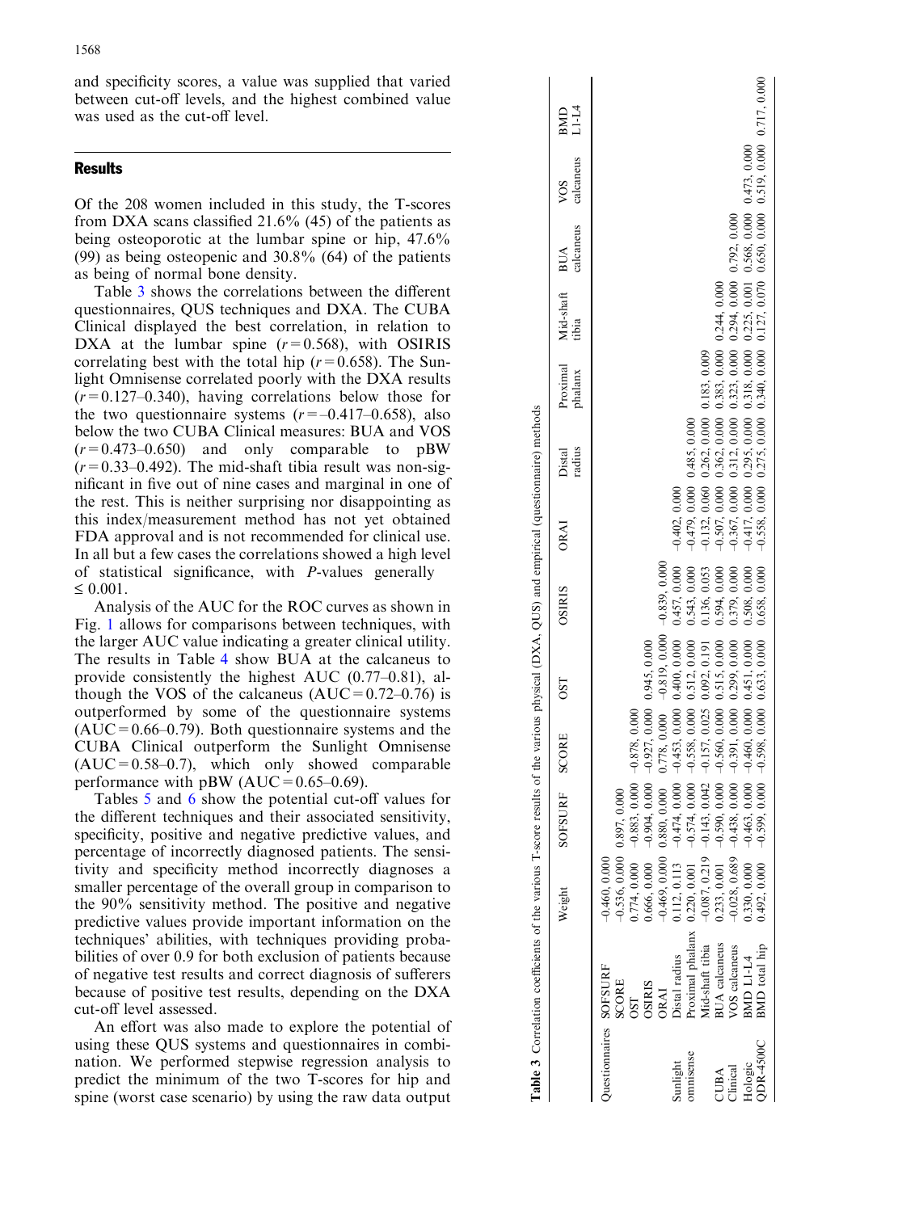and specificity scores, a value was supplied that varied between cut-off levels, and the highest combined value was used as the cut-off level.

## Results

Of the 208 women included in this study, the T-scores from DXA scans classified 21.6% (45) of the patients as being osteoporotic at the lumbar spine or hip, 47.6% (99) as being osteopenic and 30.8% (64) of the patients as being of normal bone density.

Table 3 shows the correlations between the different questionnaires, QUS techniques and DXA. The CUBA Clinical displayed the best correlation, in relation to DXA at the lumbar spine ($r=0.568$), with OSIRIS correlating best with the total hip ($r=0.658$). The Sunlight Omnisense correlated poorly with the DXA results ($r=0.127$–$0.340$), having correlations below those for the two questionnaire systems ($r=-0.417$–$0.658$), also below the two CUBA Clinical measures: BUA and VOS ($r=0.473$–$0.650$) and only comparable to pBW ($r=0.33$–$0.492$). The mid-shaft tibia result was non-significant in five out of nine cases and marginal in one of the rest. This is neither surprising nor disappointing as this index/measurement method has not yet obtained FDA approval and is not recommended for clinical use. In all but a few cases the correlations showed a high level of statistical significance, with $P$-values generally $\leq 0.001$.

Analysis of the AUC for the ROC curves as shown in Fig. 1 allows for comparisons between techniques, with the larger AUC value indicating a greater clinical utility. The results in Table 4 show BUA at the calcaneus to provide consistently the highest AUC (0.77–0.81), although the VOS of the calcaneus (AUC = 0.72–0.76) is outperformed by some of the questionnaire systems (AUC = 0.66–0.79). Both questionnaire systems and the CUBA Clinical outperform the Sunlight Omnisense (AUC = 0.58–0.7), which only showed comparable performance with pBW (AUC = 0.65–0.69).

Tables 5 and 6 show the potential cut-off values for the different techniques and their associated sensitivity, specificity, positive and negative predictive values, and percentage of incorrectly diagnosed patients. The sensitivity and specificity method incorrectly diagnoses a smaller percentage of the overall group in comparison to the 90% sensitivity method. The positive and negative predictive values provide important information on the techniques' abilities, with techniques providing probabilities of over 0.9 for both exclusion of patients because of negative test results and correct diagnosis of sufferers because of positive test results, depending on the DXA cut-off level assessed.

An effort was also made to explore the potential of using these QUS systems and questionnaires in combination. We performed stepwise regression analysis to predict the minimum of the two T-scores for hip and spine (worst case scenario) by using the raw data output

**Table 3** Correlation coefficients of the various T-score results of the various physical (DXA, QUS) and empirical (questionnaire) methods

| | | Weight | SOFSURF | SCORE | OST | OSIRIS | ORAI | Distal radius | Proximal phalanx | Mid-shaft tibia | BUA calcaneus | VOS calcaneus | BMD L1-L4 |
|---|---|---|---|---|---|---|---|---|---|---|---|---|---|
| Questionnaires | SOFSURF | −0.460, 0.000 | | | | | | | | | | | |
| | SCORE | −0.536, 0.000 | 0.897, 0.000 | | | | | | | | | | |
| | OST | 0.774, 0.000 | −0.883, 0.000 | −0.878, 0.000 | | | | | | | | | |
| | OSIRIS | 0.666, 0.000 | −0.904, 0.000 | −0.927, 0.000 | 0.945, 0.000 | | | | | | | | |
| | ORAI | −0.469, 0.000 | 0.880, 0.000 | 0.778, 0.000 | −0.819, 0.000 | −0.839, 0.000 | | | | | | | |
| Sunlight omnisense | Distal radius | 0.112, 0.113 | −0.474, 0.000 | −0.453, 0.000 | 0.400, 0.000 | 0.457, 0.000 | −0.402, 0.000 | | | | | | |
| | Proximal phalanx | 0.220, 0.001 | −0.574, 0.000 | −0.558, 0.000 | 0.512, 0.000 | 0.543, 0.000 | −0.479, 0.000 | 0.485, 0.000 | | | | | |
| | Mid-shaft tibia | −0.087, 0.219 | −0.143, 0.042 | −0.157, 0.025 | 0.092, 0.191 | 0.136, 0.053 | −0.132, 0.060 | 0.262, 0.000 | 0.183, 0.009 | | | | |
| CUBA Clinical | BUA calcaneus | 0.233, 0.001 | −0.590, 0.000 | −0.560, 0.000 | 0.515, 0.000 | 0.594, 0.000 | −0.507, 0.000 | 0.362, 0.000 | 0.383, 0.000 | 0.244, 0.000 | | | |
| | VOS calcaneus | −0.028, 0.689 | −0.438, 0.000 | −0.391, 0.000 | 0.299, 0.000 | 0.379, 0.000 | −0.367, 0.000 | 0.312, 0.000 | 0.323, 0.000 | 0.294, 0.000 | 0.792, 0.000 | | |
| Hologic QDR-4500C | BMD L1-L4 | 0.330, 0.000 | −0.463, 0.000 | −0.460, 0.000 | 0.451, 0.000 | 0.508, 0.000 | −0.417, 0.000 | 0.295, 0.000 | 0.318, 0.000 | 0.225, 0.001 | 0.568, 0.000 | 0.473, 0.000 | |
| | BMD total hip | 0.492, 0.000 | −0.599, 0.000 | −0.598, 0.000 | 0.633, 0.000 | 0.658, 0.000 | −0.558, 0.000 | 0.275, 0.000 | 0.340, 0.000 | 0.127, 0.070 | 0.650, 0.000 | 0.519, 0.000 | 0.717, 0.000 |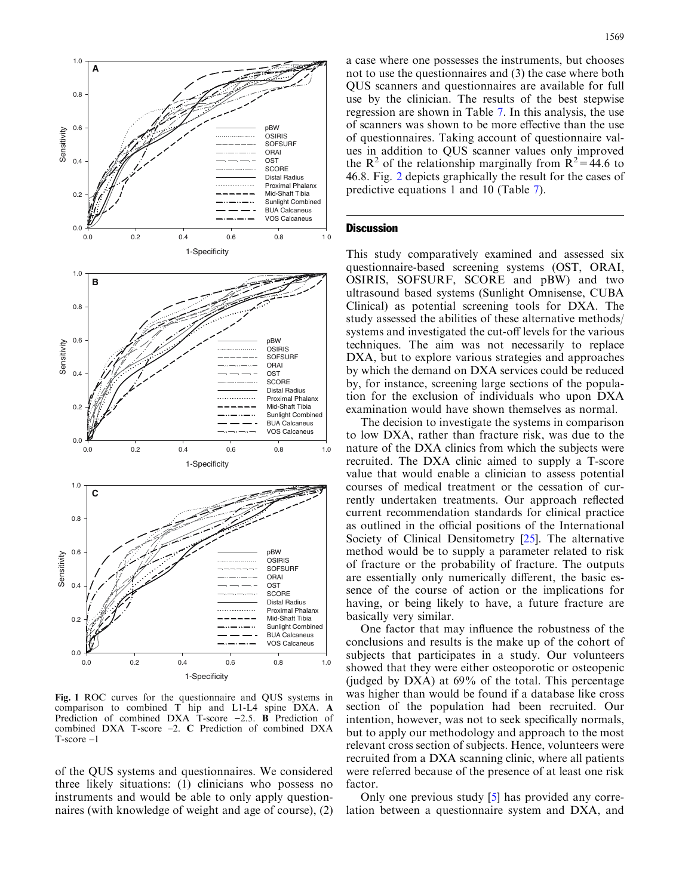Fig. 1 ROC curves for the questionnaire and QUS systems in comparison to combined T hip and L1-L4 spine DXA. **A** Prediction of combined DXA T-score −2.5. **B** Prediction of combined DXA T-score –2. **C** Prediction of combined DXA T-score –1

of the QUS systems and questionnaires. We considered three likely situations: (1) clinicians who possess no instruments and would be able to only apply questionnaires (with knowledge of weight and age of course), (2) a case where one possesses the instruments, but chooses not to use the questionnaires and (3) the case where both QUS scanners and questionnaires are available for full use by the clinician. The results of the best stepwise regression are shown in Table 7. In this analysis, the use of scanners was shown to be more effective than the use of questionnaires. Taking account of questionnaire values in addition to QUS scanner values only improved the $R^2$ of the relationship marginally from $R^2 = 44.6$ to 46.8. Fig. 2 depicts graphically the result for the cases of predictive equations 1 and 10 (Table 7).

## Discussion

This study comparatively examined and assessed six questionnaire-based screening systems (OST, ORAI, OSIRIS, SOFSURF, SCORE and pBW) and two ultrasound based systems (Sunlight Omnisense, CUBA Clinical) as potential screening tools for DXA. The study assessed the abilities of these alternative methods/systems and investigated the cut-off levels for the various techniques. The aim was not necessarily to replace DXA, but to explore various strategies and approaches by which the demand on DXA services could be reduced by, for instance, screening large sections of the population for the exclusion of individuals who upon DXA examination would have shown themselves as normal.

The decision to investigate the systems in comparison to low DXA, rather than fracture risk, was due to the nature of the DXA clinics from which the subjects were recruited. The DXA clinic aimed to supply a T-score value that would enable a clinician to assess potential courses of medical treatment or the cessation of currently undertaken treatments. Our approach reflected current recommendation standards for clinical practice as outlined in the official positions of the International Society of Clinical Densitometry [25]. The alternative method would be to supply a parameter related to risk of fracture or the probability of fracture. The outputs are essentially only numerically different, the basic essence of the course of action or the implications for having, or being likely to have, a future fracture are basically very similar.

One factor that may influence the robustness of the conclusions and results is the make up of the cohort of subjects that participates in a study. Our volunteers showed that they were either osteoporotic or osteopenic (judged by DXA) at 69% of the total. This percentage was higher than would be found if a database like cross section of the population had been recruited. Our intention, however, was not to seek specifically normals, but to apply our methodology and approach to the most relevant cross section of subjects. Hence, volunteers were recruited from a DXA scanning clinic, where all patients were referred because of the presence of at least one risk factor.

Only one previous study [5] has provided any correlation between a questionnaire system and DXA, and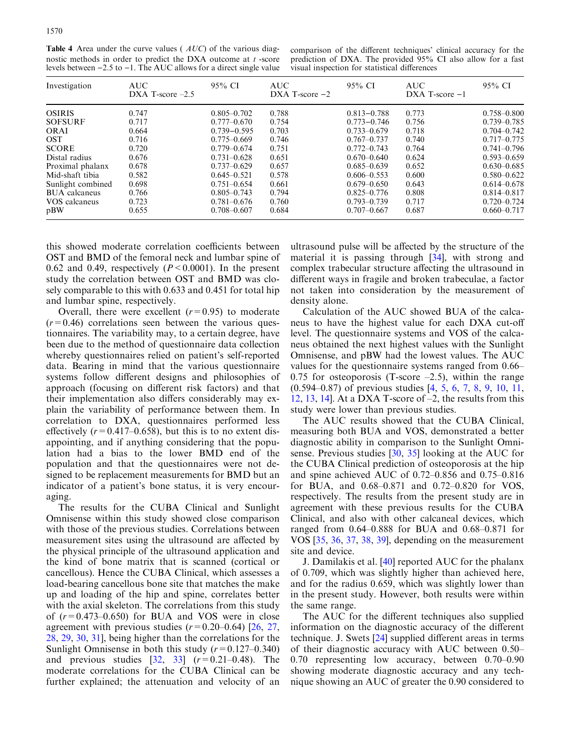**Table 4** Area under the curve values ( *AUC*) of the various diagnostic methods in order to predict the DXA outcome at *t* -score levels between −2.5 to −1. The AUC allows for a direct single value comparison of the different techniques' clinical accuracy for the prediction of DXA. The provided 95% CI also allow for a fast visual inspection for statistical differences

| Investigation | AUC DXA T-score –2.5 | 95% CI | AUC DXA T-score −2 | 95% CI | AUC DXA T-score −1 | 95% CI |
|---|---|---|---|---|---|---|
| OSIRIS | 0.747 | 0.805–0.702 | 0.788 | 0.813−0.788 | 0.773 | 0.758–0.800 |
| SOFSURF | 0.717 | 0.777–0.670 | 0.754 | 0.773−0.746 | 0.756 | 0.739–0.785 |
| ORAI | 0.664 | 0.739−0.595 | 0.703 | 0.733–0.679 | 0.718 | 0.704–0.742 |
| OST | 0.716 | 0.775–0.669 | 0.746 | 0.767–0.737 | 0.740 | 0.717–0.775 |
| SCORE | 0.720 | 0.779–0.674 | 0.751 | 0.772–0.743 | 0.764 | 0.741–0.796 |
| Distal radius | 0.676 | 0.731–0.628 | 0.651 | 0.670–0.640 | 0.624 | 0.593–0.659 |
| Proximal phalanx | 0.678 | 0.737–0.629 | 0.657 | 0.685–0.639 | 0.652 | 0.630–0.685 |
| Mid-shaft tibia | 0.582 | 0.645–0.521 | 0.578 | 0.606–0.553 | 0.600 | 0.580–0.622 |
| Sunlight combined | 0.698 | 0.751–0.654 | 0.661 | 0.679–0.650 | 0.643 | 0.614–0.678 |
| BUA calcaneus | 0.766 | 0.805–0.743 | 0.794 | 0.825–0.776 | 0.808 | 0.814–0.817 |
| VOS calcaneus | 0.723 | 0.781–0.676 | 0.760 | 0.793–0.739 | 0.717 | 0.720–0.724 |
| pBW | 0.655 | 0.708–0.607 | 0.684 | 0.707–0.667 | 0.687 | 0.660–0.717 |

this showed moderate correlation coefficients between OST and BMD of the femoral neck and lumbar spine of 0.62 and 0.49, respectively ($P < 0.0001$). In the present study the correlation between OST and BMD was closely comparable to this with 0.633 and 0.451 for total hip and lumbar spine, respectively.

Overall, there were excellent ($r = 0.95$) to moderate ($r = 0.46$) correlations seen between the various questionnaires. The variability may, to a certain degree, have been due to the method of questionnaire data collection whereby questionnaires relied on patient's self-reported data. Bearing in mind that the various questionnaire systems follow different designs and philosophies of approach (focusing on different risk factors) and that their implementation also differs considerably may explain the variability of performance between them. In correlation to DXA, questionnaires performed less effectively ($r = 0.417$–$0.658$), but this is to no extent disappointing, and if anything considering that the population had a bias to the lower BMD end of the population and that the questionnaires were not designed to be replacement measurements for BMD but an indicator of a patient's bone status, it is very encouraging.

The results for the CUBA Clinical and Sunlight Omnisense within this study showed close comparison with those of the previous studies. Correlations between measurement sites using the ultrasound are affected by the physical principle of the ultrasound application and the kind of bone matrix that is scanned (cortical or cancellous). Hence the CUBA Clinical, which assesses a load-bearing cancellous bone site that matches the make up and loading of the hip and spine, correlates better with the axial skeleton. The correlations from this study of ($r = 0.473$–$0.650$) for BUA and VOS were in close agreement with previous studies ($r = 0.20$–$0.64$) [26, 27, 28, 29, 30, 31], being higher than the correlations for the Sunlight Omnisense in both this study ($r = 0.127$–$0.340$) and previous studies [32, 33] ($r = 0.21$–$0.48$). The moderate correlations for the CUBA Clinical can be further explained; the attenuation and velocity of an ultrasound pulse will be affected by the structure of the material it is passing through [34], with strong and complex trabecular structure affecting the ultrasound in different ways in fragile and broken trabeculae, a factor not taken into consideration by the measurement of density alone.

Calculation of the AUC showed BUA of the calcaneus to have the highest value for each DXA cut-off level. The questionnaire systems and VOS of the calcaneus obtained the next highest values with the Sunlight Omnisense, and pBW had the lowest values. The AUC values for the questionnaire systems ranged from 0.66–0.75 for osteoporosis (T-score –2.5), within the range (0.594–0.87) of previous studies [4, 5, 6, 7, 8, 9, 10, 11, 12, 13, 14]. At a DXA T-score of –2, the results from this study were lower than previous studies.

The AUC results showed that the CUBA Clinical, measuring both BUA and VOS, demonstrated a better diagnostic ability in comparison to the Sunlight Omnisense. Previous studies [30, 35] looking at the AUC for the CUBA Clinical prediction of osteoporosis at the hip and spine achieved AUC of 0.72–0.856 and 0.75–0.816 for BUA, and 0.68–0.871 and 0.72–0.820 for VOS, respectively. The results from the present study are in agreement with these previous results for the CUBA Clinical, and also with other calcaneal devices, which ranged from 0.64–0.888 for BUA and 0.68–0.871 for VOS [35, 36, 37, 38, 39], depending on the measurement site and device.

J. Damilakis et al. [40] reported AUC for the phalanx of 0.709, which was slightly higher than achieved here, and for the radius 0.659, which was slightly lower than in the present study. However, both results were within the same range.

The AUC for the different techniques also supplied information on the diagnostic accuracy of the different technique. J. Swets [24] supplied different areas in terms of their diagnostic accuracy with AUC between 0.50–0.70 representing low accuracy, between 0.70–0.90 showing moderate diagnostic accuracy and any technique showing an AUC of greater the 0.90 considered to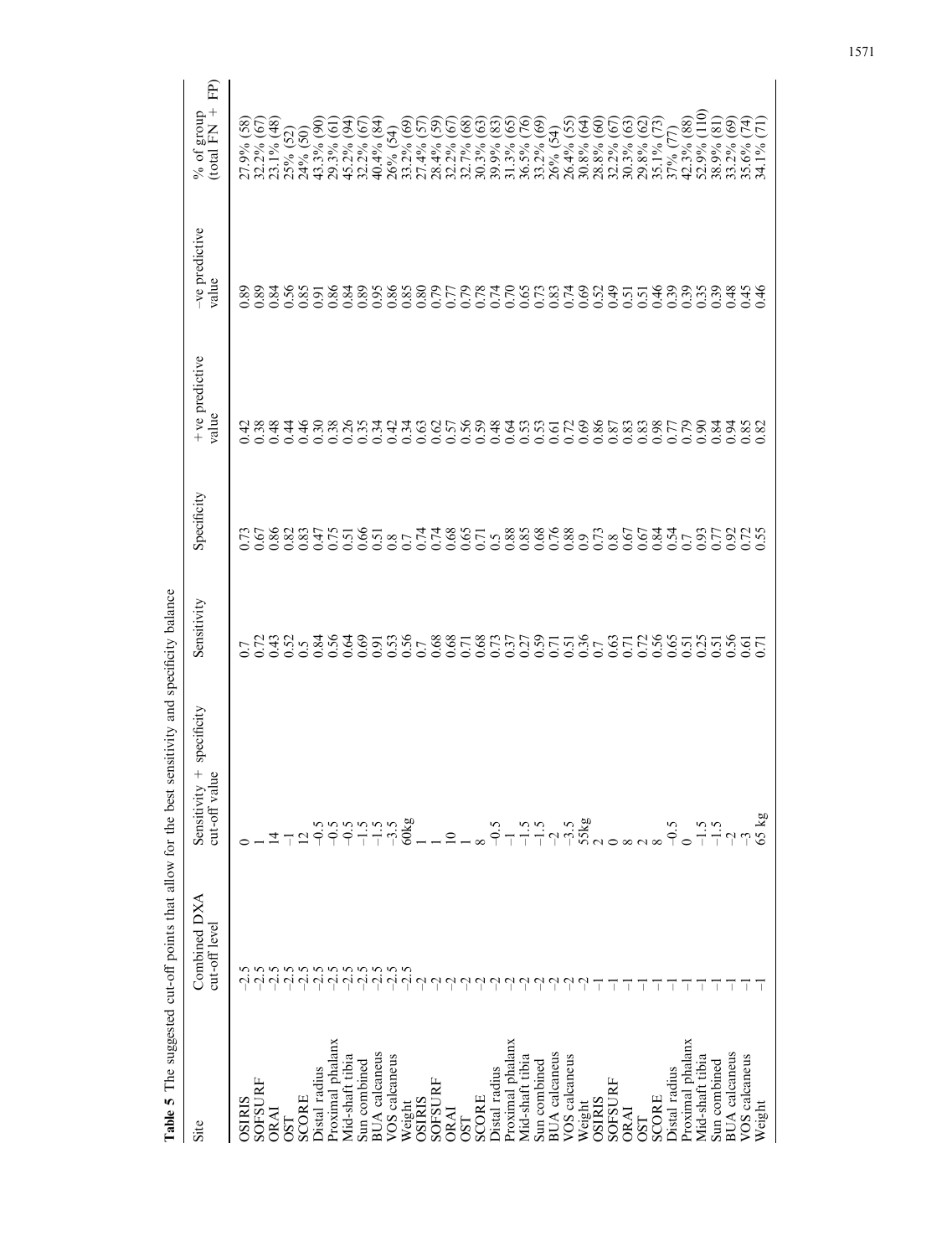**Table 5** The suggested cut-off points that allow for the best sensitivity and specificity balance

| Site | Combined DXA cut-off level | Sensitivity + specificity cut-off value | Sensitivity | Specificity | +ve predictive value | −ve predictive value | % of group (total FN + FP) |
|---|---|---|---|---|---|---|---|
| OSIRIS | −2.5 | 0 | 0.7 | 0.73 | 0.42 | 0.89 | 27.9% (58) |
| SOFSURF | −2.5 | 1 | 0.72 | 0.67 | 0.38 | 0.89 | 32.2% (67) |
| ORAI | −2.5 | 14 | 0.43 | 0.86 | 0.48 | 0.84 | 23.1% (48) |
| OST | −2.5 | −1 | 0.52 | 0.82 | 0.44 | 0.56 | 25% (52) |
| SCORE | −2.5 | 12 | 0.5 | 0.83 | 0.46 | 0.85 | 24% (50) |
| Distal radius | −2.5 | −0.5 | 0.84 | 0.47 | 0.30 | 0.91 | 43.3% (90) |
| Proximal phalanx | −2.5 | −0.5 | 0.56 | 0.75 | 0.38 | 0.86 | 29.3% (61) |
| Mid-shaft tibia | −2.5 | −0.5 | 0.64 | 0.51 | 0.26 | 0.84 | 45.2% (94) |
| Sun combined | −2.5 | −1.5 | 0.69 | 0.66 | 0.35 | 0.89 | 32.2% (67) |
| BUA calcaneus | −2.5 | −1.5 | 0.91 | 0.51 | 0.34 | 0.95 | 40.4% (84) |
| VOS calcaneus | −2.5 | −3.5 | 0.53 | 0.8 | 0.42 | 0.86 | 26% (54) |
| Weight | −2.5 | 60kg | 0.56 | 0.7 | 0.34 | 0.85 | 33.2% (69) |
| OSIRIS | −2 | 1 | 0.7 | 0.74 | 0.63 | 0.80 | 27.4% (57) |
| SOFSURF | −2 | 1 | 0.68 | 0.74 | 0.62 | 0.79 | 28.4% (59) |
| ORAI | −2 | 10 | 0.68 | 0.68 | 0.57 | 0.77 | 32.2% (67) |
| OST | −2 | 1 | 0.71 | 0.65 | 0.56 | 0.79 | 32.7% (68) |
| SCORE | −2 | 8 | 0.68 | 0.71 | 0.59 | 0.78 | 30.3% (63) |
| Distal radius | −2 | −0.5 | 0.73 | 0.5 | 0.48 | 0.74 | 39.9% (83) |
| Proximal phalanx | −2 | −1 | 0.37 | 0.88 | 0.64 | 0.70 | 31.3% (65) |
| Mid-shaft tibia | −2 | −1.5 | 0.27 | 0.85 | 0.53 | 0.65 | 36.5% (76) |
| Sun combined | −2 | −1.5 | 0.59 | 0.68 | 0.53 | 0.73 | 33.2% (69) |
| BUA calcaneus | −2 | −2 | 0.71 | 0.76 | 0.61 | 0.83 | 26% (54) |
| VOS calcaneus | −2 | −3.5 | 0.51 | 0.88 | 0.72 | 0.74 | 26.4% (55) |
| Weight | −2 | 55kg | 0.36 | 0.9 | 0.69 | 0.69 | 30.8% (64) |
| OSIRIS | −1 | 2 | 0.7 | 0.73 | 0.86 | 0.52 | 28.8% (60) |
| SOFSURF | −1 | 0 | 0.63 | 0.8 | 0.87 | 0.49 | 32.2% (67) |
| ORAI | −1 | 8 | 0.71 | 0.67 | 0.83 | 0.51 | 30.3% (63) |
| OST | −1 | 2 | 0.72 | 0.67 | 0.83 | 0.51 | 29.8% (62) |
| SCORE | −1 | 8 | 0.56 | 0.84 | 0.98 | 0.46 | 35.1% (73) |
| Distal radius | −1 | −0.5 | 0.65 | 0.54 | 0.77 | 0.39 | 37% (77) |
| Proximal phalanx | −1 | 0 | 0.51 | 0.7 | 0.79 | 0.39 | 42.3% (88) |
| Mid-shaft tibia | −1 | −1.5 | 0.25 | 0.93 | 0.90 | 0.35 | 52.9% (110) |
| Sun combined | −1 | −1.5 | 0.51 | 0.77 | 0.84 | 0.39 | 38.9% (81) |
| BUA calcaneus | −1 | −2 | 0.56 | 0.92 | 0.94 | 0.48 | 33.2% (69) |
| VOS calcaneus | −1 | −3 | 0.61 | 0.72 | 0.85 | 0.45 | 35.6% (74) |
| Weight | −1 | 65 kg | 0.71 | 0.55 | 0.82 | 0.46 | 34.1% (71) |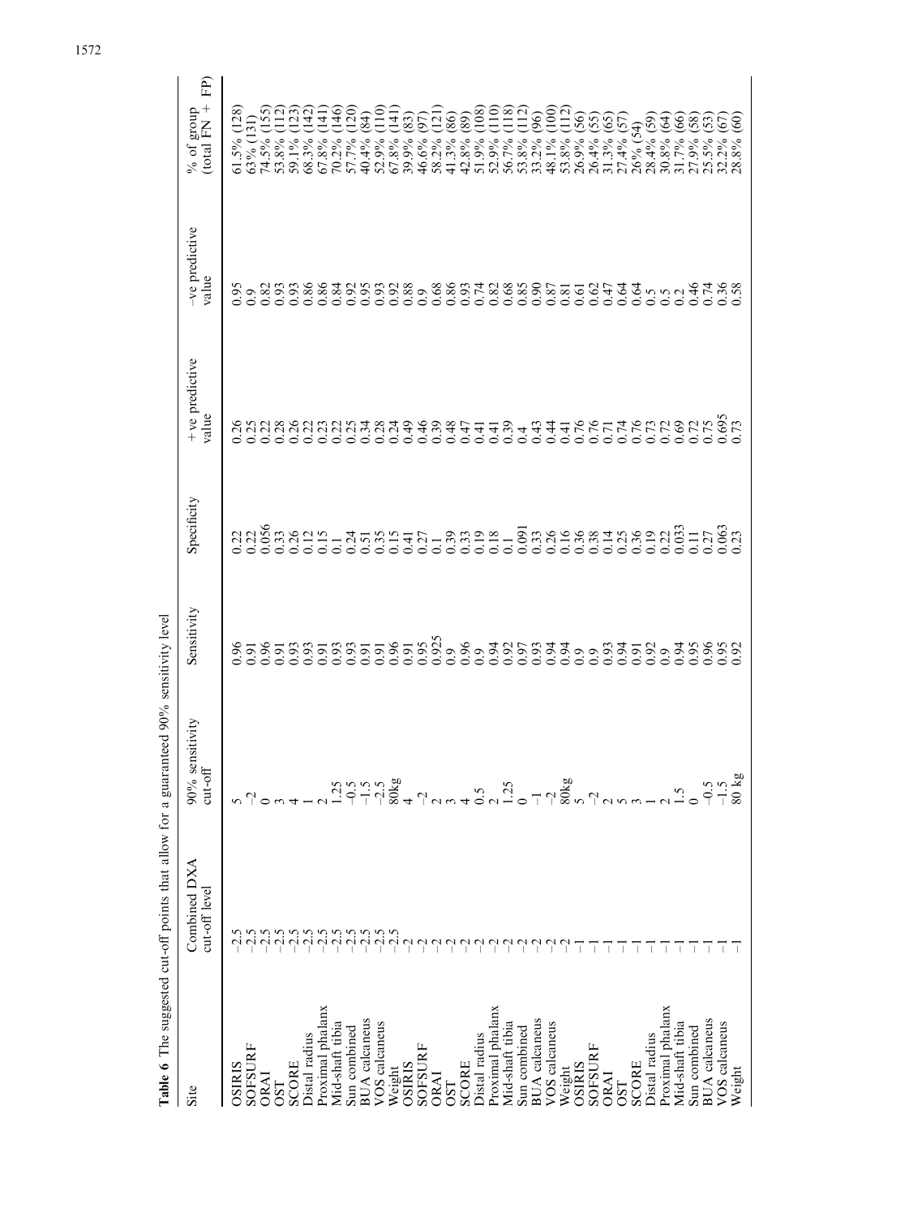**Table 6** The suggested cut-off points that allow for a guaranteed 90% sensitivity level

| Site | Combined DXA cut-off level | 90% sensitivity cut-off | Sensitivity | Specificity | +ve predictive value | −ve predictive value | % of group (total FN + FP) |
|---|---|---|---|---|---|---|---|
| OSIRIS | −2.5 | 5 | 0.96 | 0.22 | 0.26 | 0.95 | 61.5% (128) |
| SOFSURF | −2.5 | −2 | 0.91 | 0.22 | 0.25 | 0.9 | 63% (131) |
| ORAI | −2.5 | 0 | 0.96 | 0.056 | 0.22 | 0.82 | 74.5% (155) |
| OST | −2.5 | 3 | 0.91 | 0.33 | 0.28 | 0.93 | 53.8% (112) |
| SCORE | −2.5 | 4 | 0.93 | 0.26 | 0.26 | 0.93 | 59.1% (123) |
| Distal radius | −2.5 | 1 | 0.93 | 0.12 | 0.22 | 0.86 | 68.3% (142) |
| Proximal phalanx | −2.5 | 2 | 0.91 | 0.15 | 0.23 | 0.86 | 67.8% (141) |
| Mid-shaft tibia | −2.5 | 1.25 | 0.93 | 0.1 | 0.22 | 0.84 | 70.2% (146) |
| Sun combined | −2.5 | −0.5 | 0.93 | 0.24 | 0.25 | 0.92 | 57.7% (120) |
| BUA calcaneus | −2.5 | −1.5 | 0.91 | 0.51 | 0.34 | 0.95 | 40.4% (84) |
| VOS calcaneus | −2.5 | −2.5 | 0.91 | 0.35 | 0.28 | 0.93 | 52.9% (110) |
| Weight | −2.5 | 80kg | 0.96 | 0.15 | 0.24 | 0.92 | 67.8% (141) |
| OSIRIS | −2 | 4 | 0.91 | 0.41 | 0.49 | 0.88 | 39.9% (83) |
| SOFSURF | −2 | −2 | 0.95 | 0.27 | 0.46 | 0.9 | 46.6% (97) |
| ORAI | −2 | 2 | 0.925 | 0.1 | 0.39 | 0.68 | 58.2% (121) |
| OST | −2 | 3 | 0.9 | 0.39 | 0.48 | 0.86 | 41.3% (86) |
| SCORE | −2 | 4 | 0.96 | 0.33 | 0.47 | 0.93 | 42.8% (89) |
| Distal radius | −2 | 0.5 | 0.9 | 0.19 | 0.41 | 0.74 | 51.9% (108) |
| Proximal phalanx | −2 | 2 | 0.94 | 0.18 | 0.41 | 0.82 | 52.9% (110) |
| Mid-shaft tibia | −2 | 1.25 | 0.92 | 0.1 | 0.39 | 0.68 | 56.7% (118) |
| Sun combined | −2 | 0 | 0.97 | 0.091 | 0.4 | 0.85 | 53.8% (112) |
| BUA calcaneus | −2 | −1 | 0.93 | 0.33 | 0.43 | 0.90 | 33.2% (96) |
| VOS calcaneus | −2 | −2 | 0.94 | 0.26 | 0.44 | 0.87 | 48.1% (100) |
| Weight | −2 | 80kg | 0.94 | 0.16 | 0.41 | 0.81 | 53.8% (112) |
| OSIRIS | −1 | 5 | 0.9 | 0.36 | 0.76 | 0.61 | 26.9% (56) |
| SOFSURF | −1 | −2 | 0.9 | 0.38 | 0.76 | 0.62 | 26.4% (55) |
| ORAI | −1 | 2 | 0.93 | 0.14 | 0.71 | 0.47 | 31.3% (65) |
| OST | −1 | 5 | 0.94 | 0.25 | 0.74 | 0.64 | 27.4% (57) |
| SCORE | −1 | 3 | 0.91 | 0.36 | 0.76 | 0.64 | 26% (54) |
| Distal radius | −1 | 1 | 0.92 | 0.19 | 0.73 | 0.5 | 28.4% (59) |
| Proximal phalanx | −1 | 2 | 0.9 | 0.22 | 0.72 | 0.5 | 30.8% (64) |
| Mid-shaft tibia | −1 | 1.5 | 0.94 | 0.033 | 0.69 | 0.2 | 31.7% (66) |
| Sun combined | −1 | 0 | 0.95 | 0.11 | 0.72 | 0.46 | 27.9% (58) |
| BUA calcaneus | −1 | −0.5 | 0.96 | 0.27 | 0.75 | 0.74 | 25.5% (53) |
| VOS calcaneus | −1 | −1.5 | 0.95 | 0.063 | 0.695 | 0.36 | 32.2% (67) |
| Weight | −1 | 80 kg | 0.92 | 0.23 | 0.73 | 0.58 | 28.8% (60) |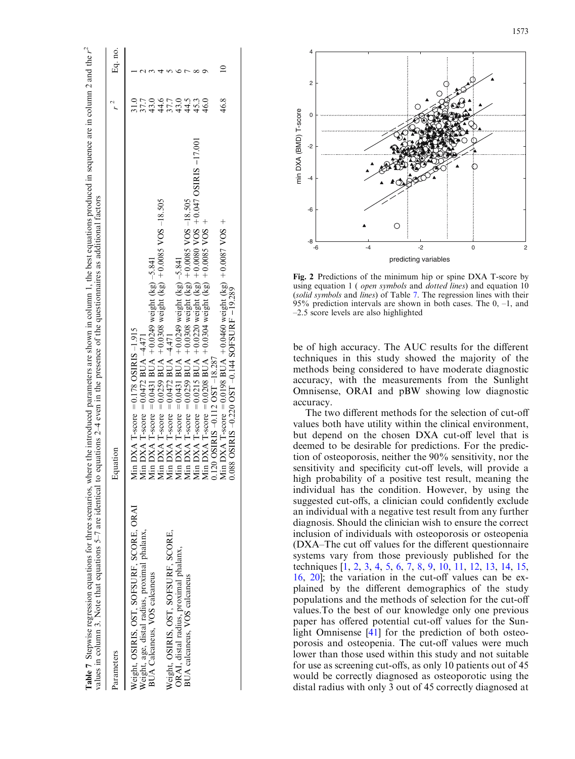**Table 7** Stepwise regression equations for three scenarios, where the introduced parameters are shown in column 1, the best equations produced in sequence are in column 2 and the $r^2$ values in column 3. Note that equations 5–7 are identical to equations 2–4 even in the presence of the questionnaires as additional factors

| Parameters | Equation | $r^2$ | Eq. no. |
|---|---|---|---|
| Weight, OSIRIS, OST, SOFSURF, SCORE, ORAI | Min DXA T-score = 0.178 OSIRIS –1.915 | 31.0 | 1 |
| Weight, age, distal radius, proximal phalanx, | Min DXA T-score = 0.0472 BUA –4.471 | 37.7 | 2 |
| BUA Calcaneus, VOS calcaneus | Min DXA T-score = 0.0431 BUA + 0.0249 weight (kg) –5.841 | 43.0 | 3 |
| | Min DXA T-score = 0.0259 BUA + 0.0308 weight (kg) + 0.0085 VOS –18.505 | 44.6 | 4 |
| Weight, OSIRIS, OST, SOFSURF, SCORE, | Min DXA T-score = 0.0472 BUA –4.471 | 37.7 | 5 |
| ORAI, distal radius, proximal phalanx, | Min DXA T-score = 0.0431 BUA + 0.0249 weight (kg) –5.841 | 43.0 | 6 |
| BUA calcaneus, VOS calcaneus | Min DXA T-score = 0.0259 BUA + 0.0308 weight (kg) + 0.0085 VOS –18.505 | 44.5 | 7 |
| | Min DXA T-score = 0.0215 BUA + 0.0220 weight (kg) + 0.0080 VOS + 0.047 OSIRIS –17.001 | 45.3 | 8 |
| | Min DXA T-score = 0.0208 BUA + 0.0304 weight (kg) + 0.0085 VOS + 0.120 OSIRIS –0.112 OST –18.287 | 46.0 | 9 |
| | Min DXA T-score = 0.0198 BUA + 0.0460 weight (kg) + 0.0087 VOS + 0.088 OSIRIS –0.220 OST –0.144 SOFSURF –19.289 | 46.8 | 10 |

**Fig. 2** Predictions of the minimum hip or spine DXA T-score by using equation 1 (*open symbols* and *dotted lines*) and equation 10 (*solid symbols* and *lines*) of Table 7. The regression lines with their 95% prediction intervals are shown in both cases. The 0, –1, and –2.5 score levels are also highlighted

be of high accuracy. The AUC results for the different techniques in this study showed the majority of the methods being considered to have moderate diagnostic accuracy, with the measurements from the Sunlight Omnisense, ORAI and pBW showing low diagnostic accuracy.

The two different methods for the selection of cut-off values both have utility within the clinical environment, but depend on the chosen DXA cut-off level that is deemed to be desirable for predictions. For the prediction of osteoporosis, neither the 90% sensitivity, nor the sensitivity and specificity cut-off levels, will provide a high probability of a positive test result, meaning the individual has the condition. However, by using the suggested cut-offs, a clinician could confidently exclude an individual with a negative test result from any further diagnosis. Should the clinician wish to ensure the correct inclusion of individuals with osteoporosis or osteopenia (DXA–The cut off values for the different questionnaire systems vary from those previously published for the techniques [1, 2, 3, 4, 5, 6, 7, 8, 9, 10, 11, 12, 13, 14, 15, 16, 20]; the variation in the cut-off values can be explained by the different demographics of the study populations and the methods of selection for the cut-off values.To the best of our knowledge only one previous paper has offered potential cut-off values for the Sunlight Omnisense [41] for the prediction of both osteoporosis and osteopenia. The cut-off values were much lower than those used within this study and not suitable for use as screening cut-offs, as only 10 patients out of 45 would be correctly diagnosed as osteoporotic using the distal radius with only 3 out of 45 correctly diagnosed at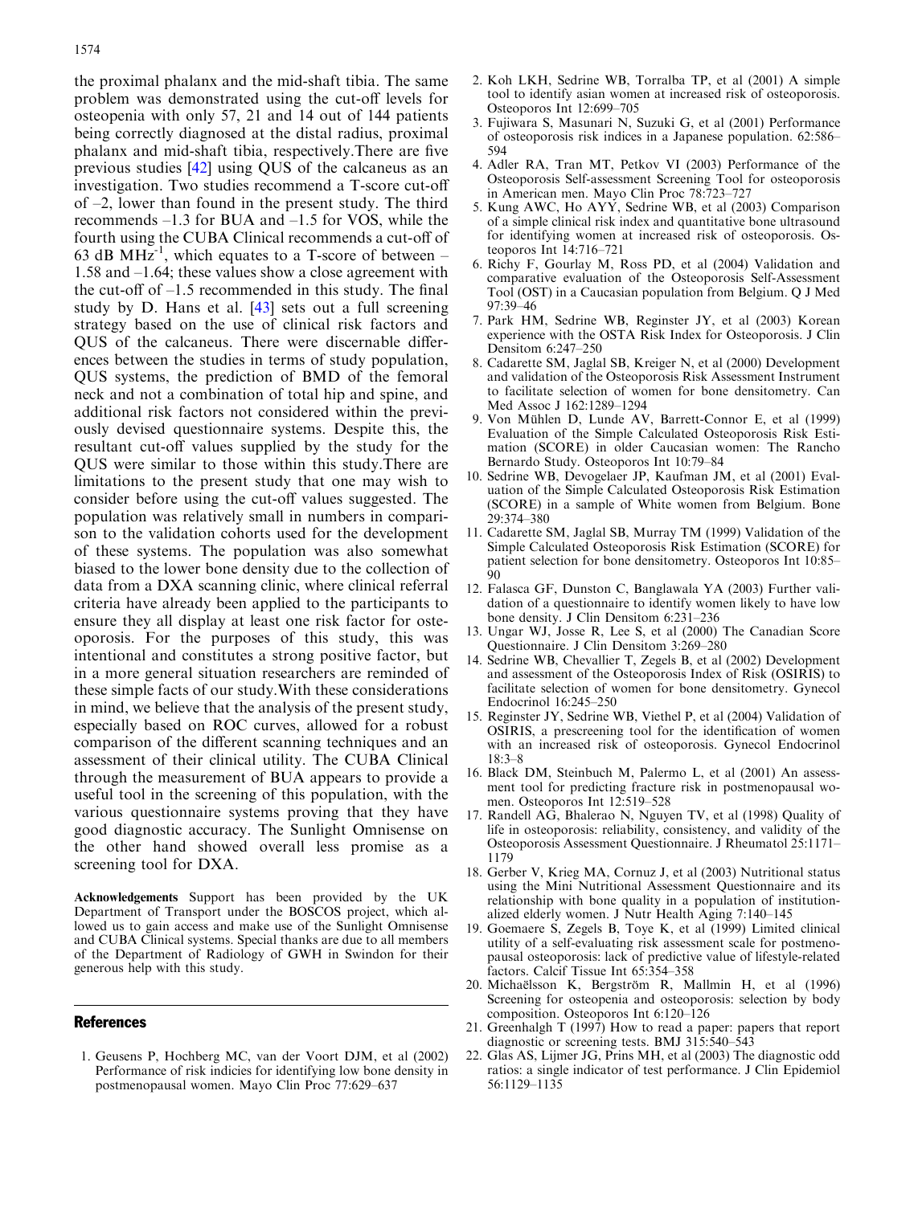the proximal phalanx and the mid-shaft tibia. The same problem was demonstrated using the cut-off levels for osteopenia with only 57, 21 and 14 out of 144 patients being correctly diagnosed at the distal radius, proximal phalanx and mid-shaft tibia, respectively.There are five previous studies [42] using QUS of the calcaneus as an investigation. Two studies recommend a T-score cut-off of –2, lower than found in the present study. The third recommends –1.3 for BUA and –1.5 for VOS, while the fourth using the CUBA Clinical recommends a cut-off of 63 dB $MHz^{-1}$, which equates to a T-score of between –1.58 and –1.64; these values show a close agreement with the cut-off of –1.5 recommended in this study. The final study by D. Hans et al. [43] sets out a full screening strategy based on the use of clinical risk factors and QUS of the calcaneus. There were discernable differences between the studies in terms of study population, QUS systems, the prediction of BMD of the femoral neck and not a combination of total hip and spine, and additional risk factors not considered within the previously devised questionnaire systems. Despite this, the resultant cut-off values supplied by the study for the QUS were similar to those within this study.There are limitations to the present study that one may wish to consider before using the cut-off values suggested. The population was relatively small in numbers in comparison to the validation cohorts used for the development of these systems. The population was also somewhat biased to the lower bone density due to the collection of data from a DXA scanning clinic, where clinical referral criteria have already been applied to the participants to ensure they all display at least one risk factor for osteoporosis. For the purposes of this study, this was intentional and constitutes a strong positive factor, but in a more general situation researchers are reminded of these simple facts of our study.With these considerations in mind, we believe that the analysis of the present study, especially based on ROC curves, allowed for a robust comparison of the different scanning techniques and an assessment of their clinical utility. The CUBA Clinical through the measurement of BUA appears to provide a useful tool in the screening of this population, with the various questionnaire systems proving that they have good diagnostic accuracy. The Sunlight Omnisense on the other hand showed overall less promise as a screening tool for DXA.

**Acknowledgements** Support has been provided by the UK Department of Transport under the BOSCOS project, which allowed us to gain access and make use of the Sunlight Omnisense and CUBA Clinical systems. Special thanks are due to all members of the Department of Radiology of GWH in Swindon for their generous help with this study.

## References

1. Geusens P, Hochberg MC, van der Voort DJM, et al (2002) Performance of risk indicies for identifying low bone density in postmenopausal women. Mayo Clin Proc 77:629–637
2. Koh LKH, Sedrine WB, Torralba TP, et al (2001) A simple tool to identify asian women at increased risk of osteoporosis. Osteoporos Int 12:699–705
3. Fujiwara S, Masunari N, Suzuki G, et al (2001) Performance of osteoporosis risk indices in a Japanese population. 62:586–594
4. Adler RA, Tran MT, Petkov VI (2003) Performance of the Osteoporosis Self-assessment Screening Tool for osteoporosis in American men. Mayo Clin Proc 78:723–727
5. Kung AWC, Ho AYY, Sedrine WB, et al (2003) Comparison of a simple clinical risk index and quantitative bone ultrasound for identifying women at increased risk of osteoporosis. Osteoporos Int 14:716–721
6. Richy F, Gourlay M, Ross PD, et al (2004) Validation and comparative evaluation of the Osteoporosis Self-Assessment Tool (OST) in a Caucasian population from Belgium. Q J Med 97:39–46
7. Park HM, Sedrine WB, Reginster JY, et al (2003) Korean experience with the OSTA Risk Index for Osteoporosis. J Clin Densitom 6:247–250
8. Cadarette SM, Jaglal SB, Kreiger N, et al (2000) Development and validation of the Osteoporosis Risk Assessment Instrument to facilitate selection of women for bone densitometry. Can Med Assoc J 162:1289–1294
9. Von Mühlen D, Lunde AV, Barrett-Connor E, et al (1999) Evaluation of the Simple Calculated Osteoporosis Risk Estimation (SCORE) in older Caucasian women: The Rancho Bernardo Study. Osteoporos Int 10:79–84
10. Sedrine WB, Devogelaer JP, Kaufman JM, et al (2001) Evaluation of the Simple Calculated Osteoporosis Risk Estimation (SCORE) in a sample of White women from Belgium. Bone 29:374–380
11. Cadarette SM, Jaglal SB, Murray TM (1999) Validation of the Simple Calculated Osteoporosis Risk Estimation (SCORE) for patient selection for bone densitometry. Osteoporos Int 10:85–90
12. Falasca GF, Dunston C, Banglawala YA (2003) Further validation of a questionnaire to identify women likely to have low bone density. J Clin Densitom 6:231–236
13. Ungar WJ, Josse R, Lee S, et al (2000) The Canadian Score Questionnaire. J Clin Densitom 3:269–280
14. Sedrine WB, Chevallier T, Zegels B, et al (2002) Development and assessment of the Osteoporosis Index of Risk (OSIRIS) to facilitate selection of women for bone densitometry. Gynecol Endocrinol 16:245–250
15. Reginster JY, Sedrine WB, Viethel P, et al (2004) Validation of OSIRIS, a prescreening tool for the identification of women with an increased risk of osteoporosis. Gynecol Endocrinol 18:3–8
16. Black DM, Steinbuch M, Palermo L, et al (2001) An assessment tool for predicting fracture risk in postmenopausal women. Osteoporos Int 12:519–528
17. Randell AG, Bhalerao N, Nguyen TV, et al (1998) Quality of life in osteoporosis: reliability, consistency, and validity of the Osteoporosis Assessment Questionnaire. J Rheumatol 25:1171–1179
18. Gerber V, Krieg MA, Cornuz J, et al (2003) Nutritional status using the Mini Nutritional Assessment Questionnaire and its relationship with bone quality in a population of institutionalized elderly women. J Nutr Health Aging 7:140–145
19. Goemaere S, Zegels B, Toye K, et al (1999) Limited clinical utility of a self-evaluating risk assessment scale for postmenopausal osteoporosis: lack of predictive value of lifestyle-related factors. Calcif Tissue Int 65:354–358
20. Michaëlsson K, Bergström R, Mallmin H, et al (1996) Screening for osteopenia and osteoporosis: selection by body composition. Osteoporos Int 6:120–126
21. Greenhalgh T (1997) How to read a paper: papers that report diagnostic or screening tests. BMJ 315:540–543
22. Glas AS, Lijmer JG, Prins MH, et al (2003) The diagnostic odd ratios: a single indicator of test performance. J Clin Epidemiol 56:1129–1135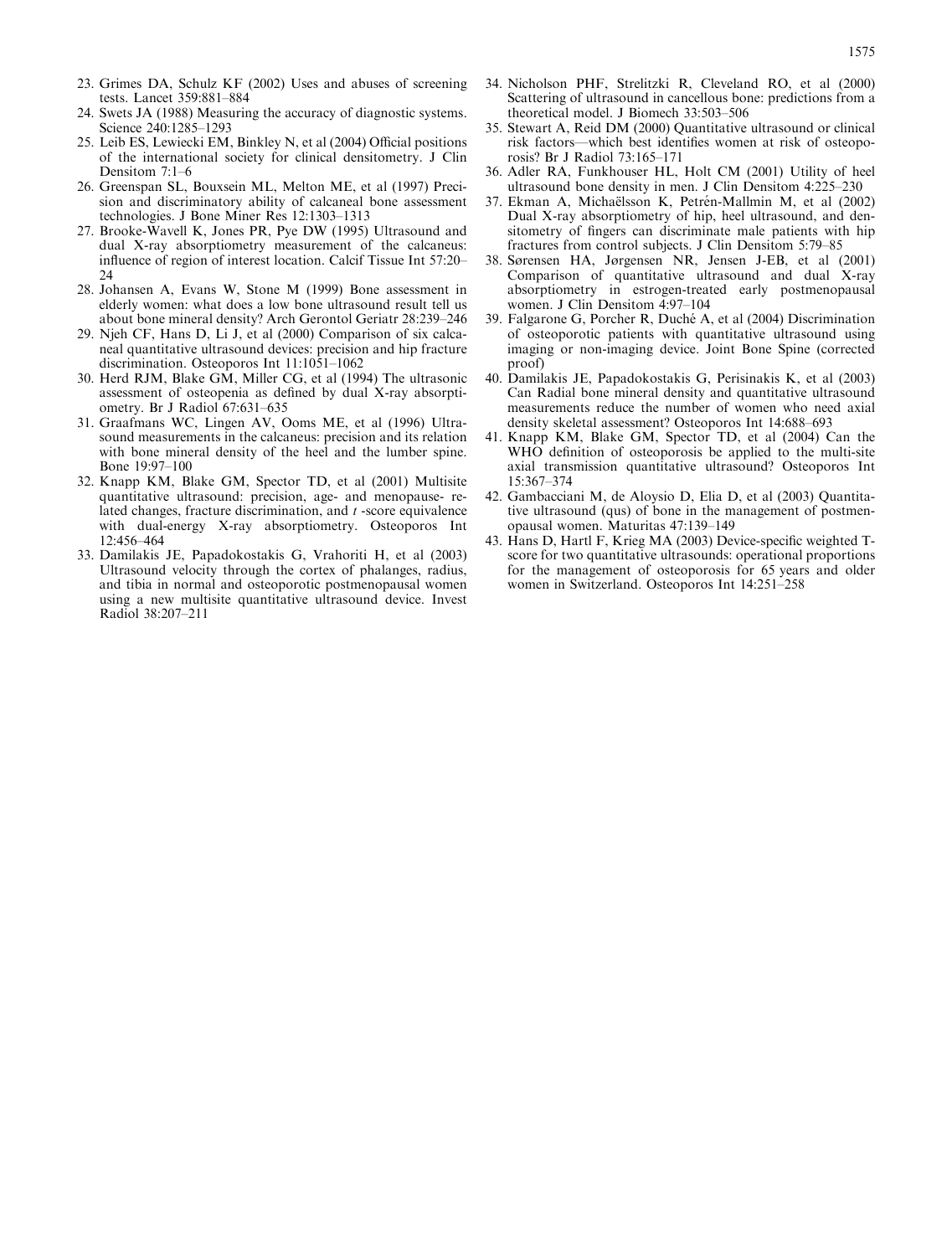23. Grimes DA, Schulz KF (2002) Uses and abuses of screening tests. Lancet 359:881–884
24. Swets JA (1988) Measuring the accuracy of diagnostic systems. Science 240:1285–1293
25. Leib ES, Lewiecki EM, Binkley N, et al (2004) Official positions of the international society for clinical densitometry. J Clin Densitom 7:1–6
26. Greenspan SL, Bouxsein ML, Melton ME, et al (1997) Precision and discriminatory ability of calcaneal bone assessment technologies. J Bone Miner Res 12:1303–1313
27. Brooke-Wavell K, Jones PR, Pye DW (1995) Ultrasound and dual X-ray absorptiometry measurement of the calcaneus: influence of region of interest location. Calcif Tissue Int 57:20–24
28. Johansen A, Evans W, Stone M (1999) Bone assessment in elderly women: what does a low bone ultrasound result tell us about bone mineral density? Arch Gerontol Geriatr 28:239–246
29. Njeh CF, Hans D, Li J, et al (2000) Comparison of six calcaneal quantitative ultrasound devices: precision and hip fracture discrimination. Osteoporos Int 11:1051–1062
30. Herd RJM, Blake GM, Miller CG, et al (1994) The ultrasonic assessment of osteopenia as defined by dual X-ray absorptiometry. Br J Radiol 67:631–635
31. Graafmans WC, Lingen AV, Ooms ME, et al (1996) Ultrasound measurements in the calcaneus: precision and its relation with bone mineral density of the heel and the lumber spine. Bone 19:97–100
32. Knapp KM, Blake GM, Spector TD, et al (2001) Multisite quantitative ultrasound: precision, age- and menopause- related changes, fracture discrimination, and *t* -score equivalence with dual-energy X-ray absorptiometry. Osteoporos Int 12:456–464
33. Damilakis JE, Papadokostakis G, Vrahoriti H, et al (2003) Ultrasound velocity through the cortex of phalanges, radius, and tibia in normal and osteoporotic postmenopausal women using a new multisite quantitative ultrasound device. Invest Radiol 38:207–211
34. Nicholson PHF, Strelitzki R, Cleveland RO, et al (2000) Scattering of ultrasound in cancellous bone: predictions from a theoretical model. J Biomech 33:503–506
35. Stewart A, Reid DM (2000) Quantitative ultrasound or clinical risk factors—which best identifies women at risk of osteoporosis? Br J Radiol 73:165–171
36. Adler RA, Funkhouser HL, Holt CM (2001) Utility of heel ultrasound bone density in men. J Clin Densitom 4:225–230
37. Ekman A, Michaëlsson K, Petrén-Mallmin M, et al (2002) Dual X-ray absorptiometry of hip, heel ultrasound, and densitometry of fingers can discriminate male patients with hip fractures from control subjects. J Clin Densitom 5:79–85
38. Sørensen HA, Jørgensen NR, Jensen J-EB, et al (2001) Comparison of quantitative ultrasound and dual X-ray absorptiometry in estrogen-treated early postmenopausal women. J Clin Densitom 4:97–104
39. Falgarone G, Porcher R, Duché A, et al (2004) Discrimination of osteoporotic patients with quantitative ultrasound using imaging or non-imaging device. Joint Bone Spine (corrected proof)
40. Damilakis JE, Papadokostakis G, Perisinakis K, et al (2003) Can Radial bone mineral density and quantitative ultrasound measurements reduce the number of women who need axial density skeletal assessment? Osteoporos Int 14:688–693
41. Knapp KM, Blake GM, Spector TD, et al (2004) Can the WHO definition of osteoporosis be applied to the multi-site axial transmission quantitative ultrasound? Osteoporos Int 15:367–374
42. Gambacciani M, de Aloysio D, Elia D, et al (2003) Quantitative ultrasound (qus) of bone in the management of postmenopausal women. Maturitas 47:139–149
43. Hans D, Hartl F, Krieg MA (2003) Device-specific weighted T-score for two quantitative ultrasounds: operational proportions for the management of osteoporosis for 65 years and older women in Switzerland. Osteoporos Int 14:251–258